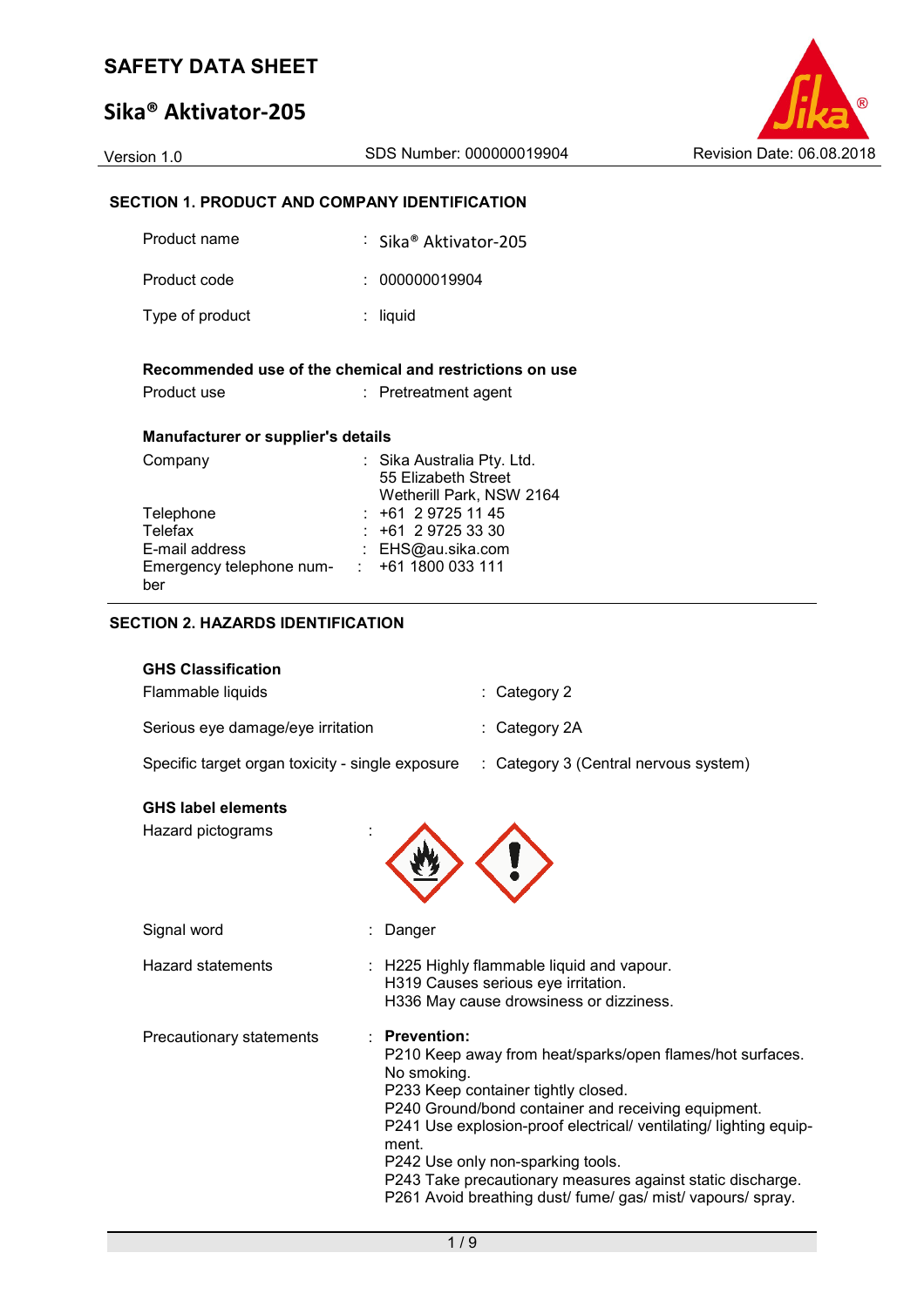# SAFETY DATA SHEET

## Sika® Aktivator-205

Version 1.0 SDS Number: 000000019904 Revision Date: 06.08.2018

### SECTION 1. PRODUCT AND COMPANY IDENTIFICATION

| | |
|---|---|
| Product name | : Sika® Aktivator-205 |
| Product code | : 000000019904 |
| Type of product | : liquid |

**Recommended use of the chemical and restrictions on use**

| | |
|---|---|
| Product use | : Pretreatment agent |

**Manufacturer or supplier's details**

| | |
|---|---|
| Company | : Sika Australia Pty. Ltd.<br>55 Elizabeth Street<br>Wetherill Park, NSW 2164 |
| Telephone | : +61 2 9725 11 45 |
| Telefax | : +61 2 9725 33 30 |
| E-mail address | : EHS@au.sika.com |
| Emergency telephone number | : +61 1800 033 111 |

### SECTION 2. HAZARDS IDENTIFICATION

**GHS Classification**

| | |
|---|---|
| Flammable liquids | : Category 2 |
| Serious eye damage/eye irritation | : Category 2A |
| Specific target organ toxicity - single exposure | : Category 3 (Central nervous system) |

**GHS label elements**

Hazard pictograms :

Signal word : Danger

Hazard statements :
H225 Highly flammable liquid and vapour.
H319 Causes serious eye irritation.
H336 May cause drowsiness or dizziness.

Precautionary statements :

**Prevention:**
P210 Keep away from heat/sparks/open flames/hot surfaces. No smoking.
P233 Keep container tightly closed.
P240 Ground/bond container and receiving equipment.
P241 Use explosion-proof electrical/ ventilating/ lighting equipment.
P242 Use only non-sparking tools.
P243 Take precautionary measures against static discharge.
P261 Avoid breathing dust/ fume/ gas/ mist/ vapours/ spray.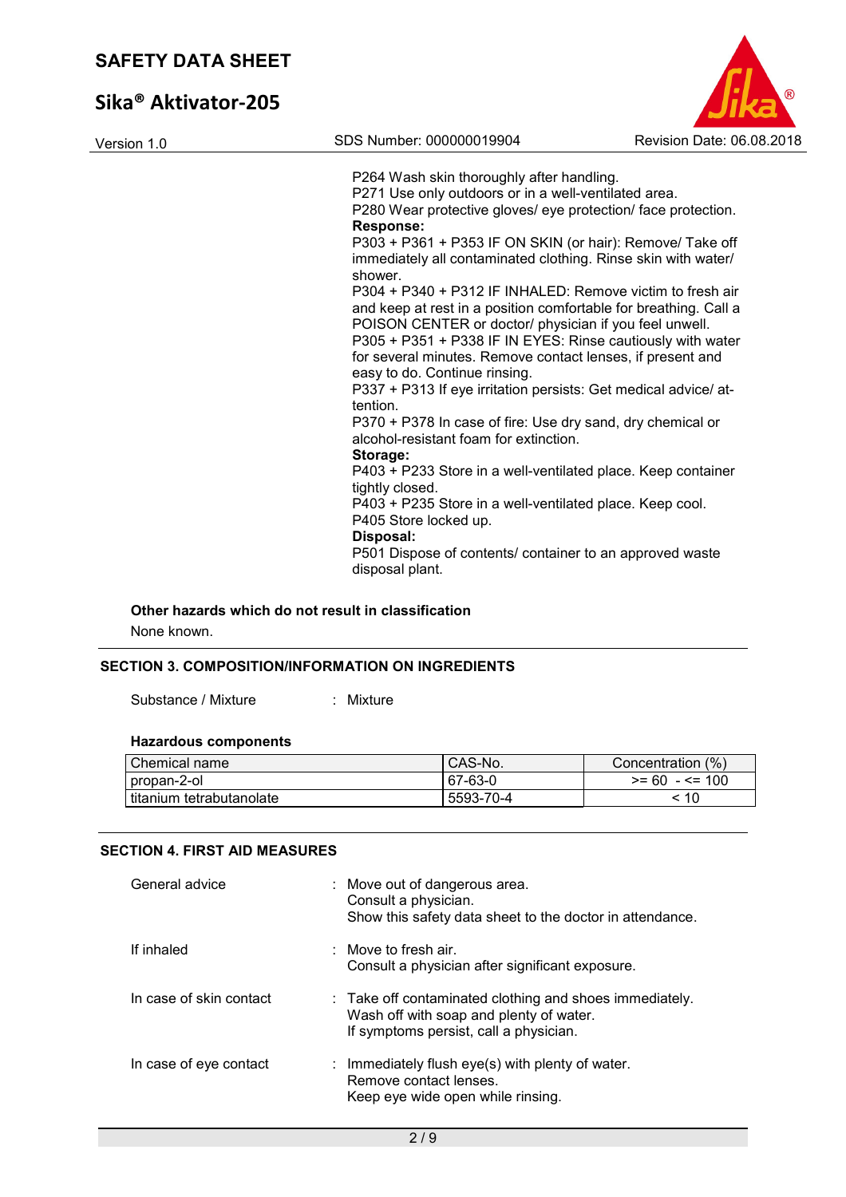P264 Wash skin thoroughly after handling.
P271 Use only outdoors or in a well-ventilated area.
P280 Wear protective gloves/ eye protection/ face protection.

**Response:**

P303 + P361 + P353 IF ON SKIN (or hair): Remove/ Take off immediately all contaminated clothing. Rinse skin with water/ shower.
P304 + P340 + P312 IF INHALED: Remove victim to fresh air and keep at rest in a position comfortable for breathing. Call a POISON CENTER or doctor/ physician if you feel unwell.
P305 + P351 + P338 IF IN EYES: Rinse cautiously with water for several minutes. Remove contact lenses, if present and easy to do. Continue rinsing.
P337 + P313 If eye irritation persists: Get medical advice/ attention.
P370 + P378 In case of fire: Use dry sand, dry chemical or alcohol-resistant foam for extinction.

**Storage:**

P403 + P233 Store in a well-ventilated place. Keep container tightly closed.
P403 + P235 Store in a well-ventilated place. Keep cool.
P405 Store locked up.

**Disposal:**

P501 Dispose of contents/ container to an approved waste disposal plant.

**Other hazards which do not result in classification**

None known.

## SECTION 3. COMPOSITION/INFORMATION ON INGREDIENTS

Substance / Mixture : Mixture

**Hazardous components**

| Chemical name | CAS-No. | Concentration (%) |
|---|---|---|
| propan-2-ol | 67-63-0 | >= 60 - <= 100 |
| titanium tetrabutanolate | 5593-70-4 | < 10 |

## SECTION 4. FIRST AID MEASURES

General advice : Move out of dangerous area.
Consult a physician.
Show this safety data sheet to the doctor in attendance.

If inhaled : Move to fresh air.
Consult a physician after significant exposure.

In case of skin contact : Take off contaminated clothing and shoes immediately.
Wash off with soap and plenty of water.
If symptoms persist, call a physician.

In case of eye contact : Immediately flush eye(s) with plenty of water.
Remove contact lenses.
Keep eye wide open while rinsing.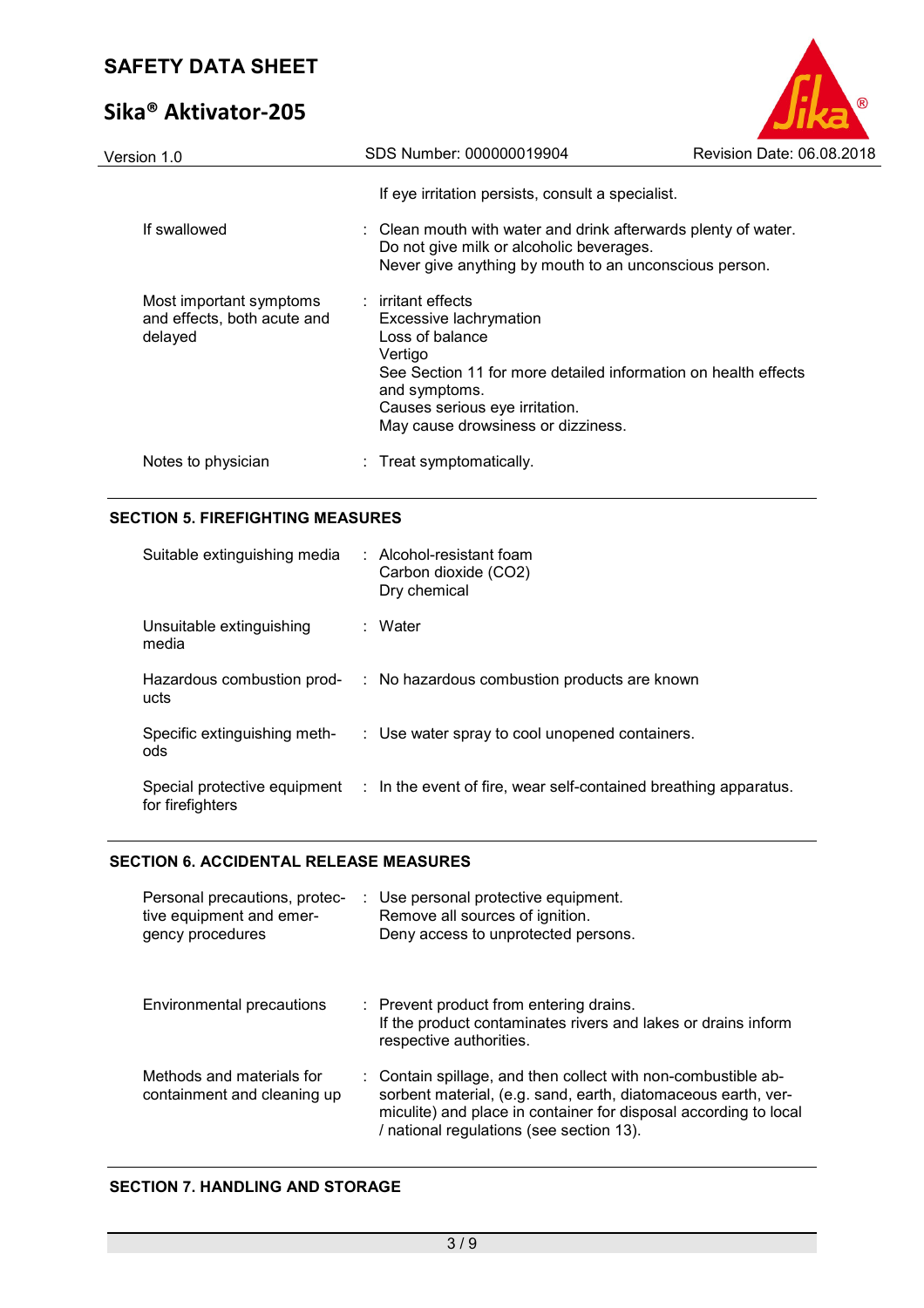If eye irritation persists, consult a specialist.

| | | |
|---|---|---|
| If swallowed | : | Clean mouth with water and drink afterwards plenty of water. Do not give milk or alcoholic beverages. Never give anything by mouth to an unconscious person. |
| Most important symptoms and effects, both acute and delayed | : | irritant effects<br>Excessive lachrymation<br>Loss of balance<br>Vertigo<br>See Section 11 for more detailed information on health effects and symptoms.<br>Causes serious eye irritation.<br>May cause drowsiness or dizziness. |
| Notes to physician | : | Treat symptomatically. |

## SECTION 5. FIREFIGHTING MEASURES

| | | |
|---|---|---|
| Suitable extinguishing media | : | Alcohol-resistant foam<br>Carbon dioxide ($CO_2$)<br>Dry chemical |
| Unsuitable extinguishing media | : | Water |
| Hazardous combustion products | : | No hazardous combustion products are known |
| Specific extinguishing methods | : | Use water spray to cool unopened containers. |
| Special protective equipment for firefighters | : | In the event of fire, wear self-contained breathing apparatus. |

## SECTION 6. ACCIDENTAL RELEASE MEASURES

| | | |
|---|---|---|
| Personal precautions, protective equipment and emergency procedures | : | Use personal protective equipment.<br>Remove all sources of ignition.<br>Deny access to unprotected persons. |
| Environmental precautions | : | Prevent product from entering drains.<br>If the product contaminates rivers and lakes or drains inform respective authorities. |
| Methods and materials for containment and cleaning up | : | Contain spillage, and then collect with non-combustible absorbent material, (e.g. sand, earth, diatomaceous earth, vermiculite) and place in container for disposal according to local / national regulations (see section 13). |

## SECTION 7. HANDLING AND STORAGE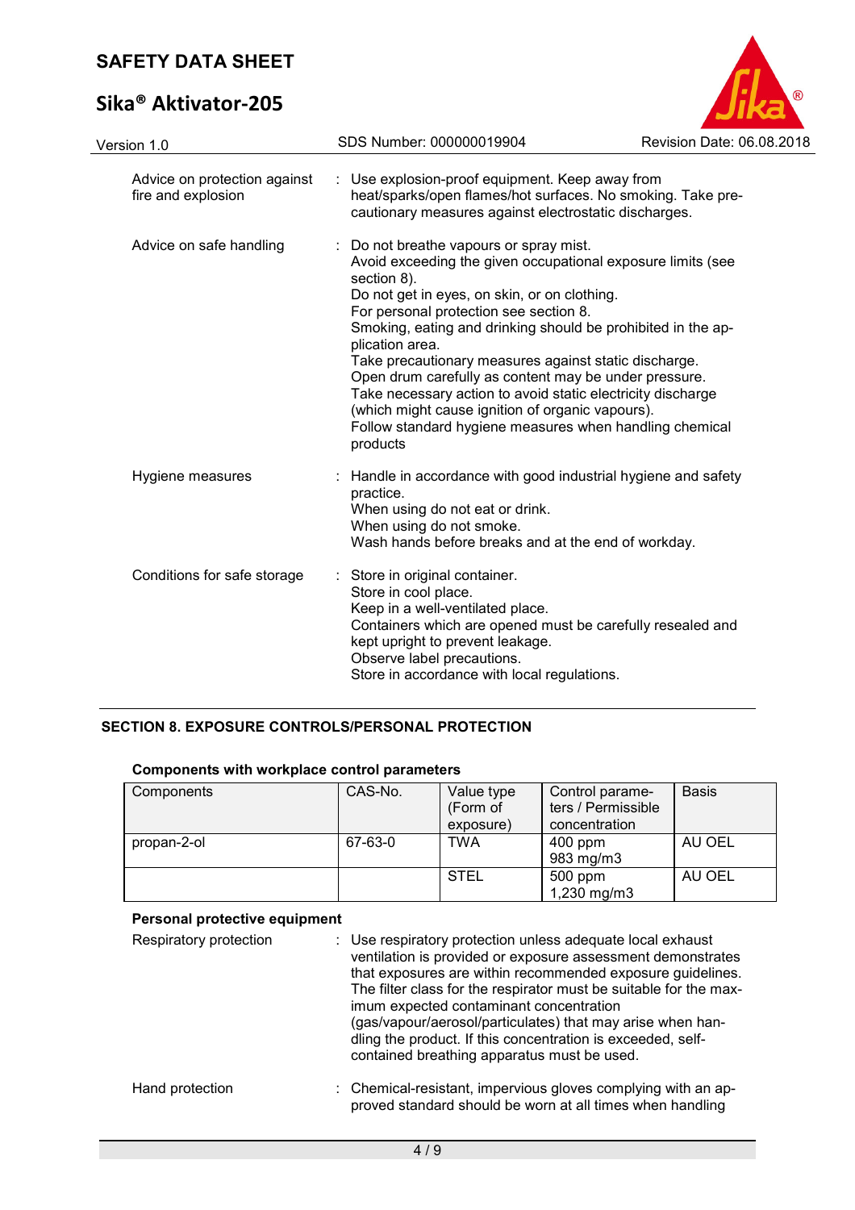| | | |
|---|---|---|
| Advice on protection against fire and explosion | : | Use explosion-proof equipment. Keep away from heat/sparks/open flames/hot surfaces. No smoking. Take precautionary measures against electrostatic discharges. |
| Advice on safe handling | : | Do not breathe vapours or spray mist.<br>Avoid exceeding the given occupational exposure limits (see section 8).<br>Do not get in eyes, on skin, or on clothing.<br>For personal protection see section 8.<br>Smoking, eating and drinking should be prohibited in the application area.<br>Take precautionary measures against static discharge.<br>Open drum carefully as content may be under pressure.<br>Take necessary action to avoid static electricity discharge (which might cause ignition of organic vapours).<br>Follow standard hygiene measures when handling chemical products |
| Hygiene measures | : | Handle in accordance with good industrial hygiene and safety practice.<br>When using do not eat or drink.<br>When using do not smoke.<br>Wash hands before breaks and at the end of workday. |
| Conditions for safe storage | : | Store in original container.<br>Store in cool place.<br>Keep in a well-ventilated place.<br>Containers which are opened must be carefully resealed and kept upright to prevent leakage.<br>Observe label precautions.<br>Store in accordance with local regulations. |

## SECTION 8. EXPOSURE CONTROLS/PERSONAL PROTECTION

**Components with workplace control parameters**

| Components | CAS-No. | Value type (Form of exposure) | Control parameters / Permissible concentration | Basis |
|---|---|---|---|---|
| propan-2-ol | 67-63-0 | TWA | 400 ppm<br>983 mg/m3 | AU OEL |
| | | STEL | 500 ppm<br>1,230 mg/m3 | AU OEL |

**Personal protective equipment**

| | | |
|---|---|---|
| Respiratory protection | : | Use respiratory protection unless adequate local exhaust ventilation is provided or exposure assessment demonstrates that exposures are within recommended exposure guidelines.<br>The filter class for the respirator must be suitable for the maximum expected contaminant concentration (gas/vapour/aerosol/particulates) that may arise when handling the product. If this concentration is exceeded, self-contained breathing apparatus must be used. |
| Hand protection | : | Chemical-resistant, impervious gloves complying with an approved standard should be worn at all times when handling |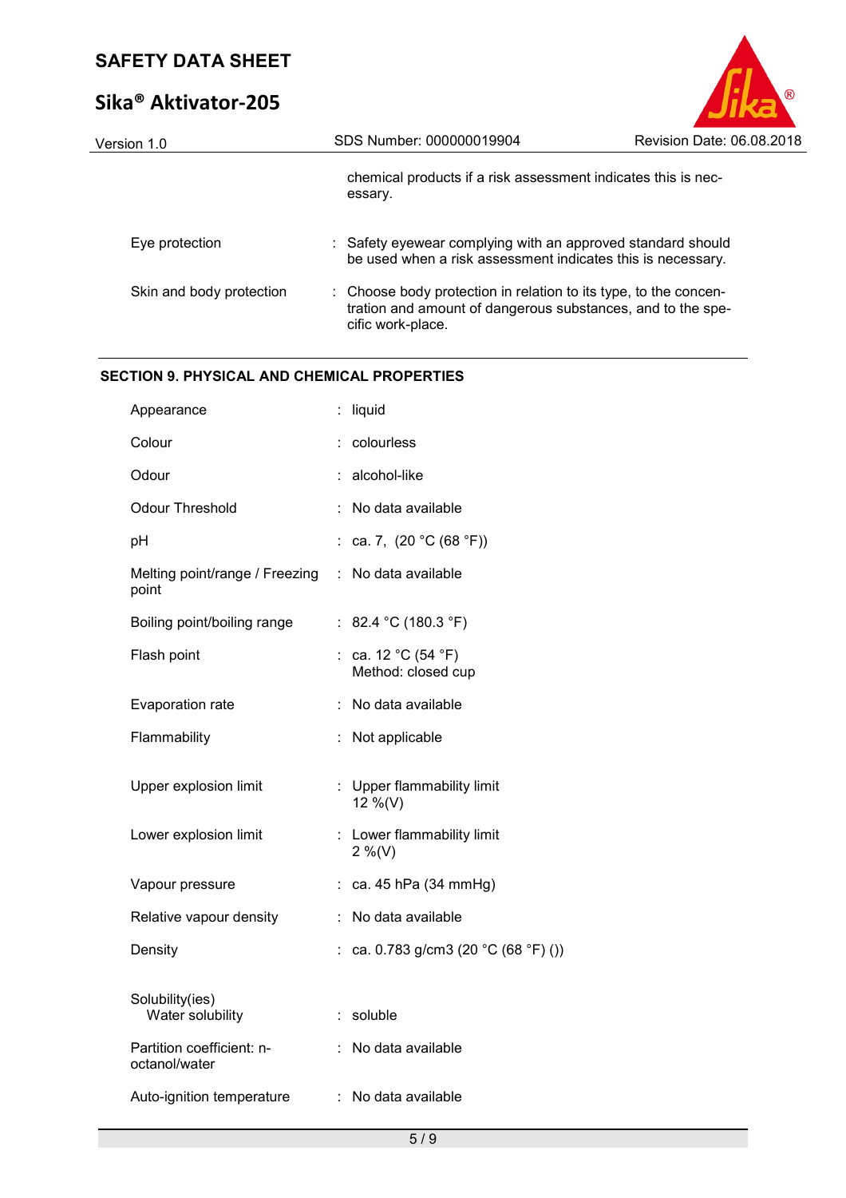| | |
|---|---|
| | chemical products if a risk assessment indicates this is necessary. |
| Eye protection | : Safety eyewear complying with an approved standard should be used when a risk assessment indicates this is necessary. |
| Skin and body protection | : Choose body protection in relation to its type, to the concentration and amount of dangerous substances, and to the specific work-place. |

## SECTION 9. PHYSICAL AND CHEMICAL PROPERTIES

| | |
|---|---|
| Appearance | : liquid |
| Colour | : colourless |
| Odour | : alcohol-like |
| Odour Threshold | : No data available |
| pH | : ca. 7, (20 °C (68 °F)) |
| Melting point/range / Freezing point | : No data available |
| Boiling point/boiling range | : 82.4 °C (180.3 °F) |
| Flash point | : ca. 12 °C (54 °F)<br>Method: closed cup |
| Evaporation rate | : No data available |
| Flammability | : Not applicable |
| Upper explosion limit | : Upper flammability limit<br>12 %(V) |
| Lower explosion limit | : Lower flammability limit<br>2 %(V) |
| Vapour pressure | : ca. 45 hPa (34 mmHg) |
| Relative vapour density | : No data available |
| Density | : ca. 0.783 g/cm3 (20 °C (68 °F) ()) |
| Solubility(ies)<br>Water solubility | : soluble |
| Partition coefficient: n-octanol/water | : No data available |
| Auto-ignition temperature | : No data available |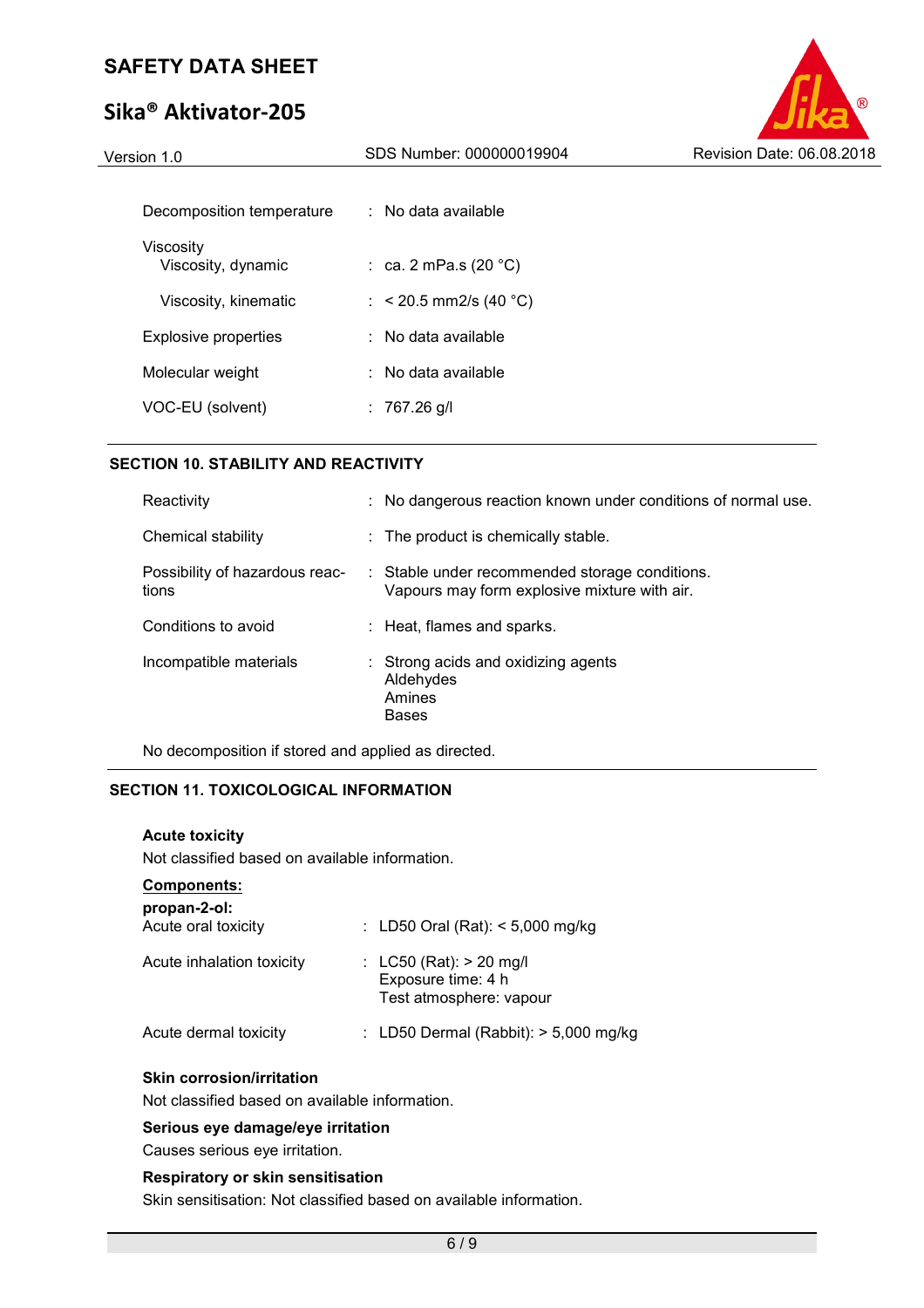Decomposition temperature : No data available

Viscosity
  Viscosity, dynamic : ca. 2 mPa.s (20 °C)

  Viscosity, kinematic : < 20.5 mm2/s (40 °C)

Explosive properties : No data available

Molecular weight : No data available

VOC-EU (solvent) : 767.26 g/l

## SECTION 10. STABILITY AND REACTIVITY

Reactivity : No dangerous reaction known under conditions of normal use.

Chemical stability : The product is chemically stable.

Possibility of hazardous reactions : Stable under recommended storage conditions.
Vapours may form explosive mixture with air.

Conditions to avoid : Heat, flames and sparks.

Incompatible materials : Strong acids and oxidizing agents
Aldehydes
Amines
Bases

No decomposition if stored and applied as directed.

## SECTION 11. TOXICOLOGICAL INFORMATION

**Acute toxicity**

Not classified based on available information.

**Components:**

**propan-2-ol:**

Acute oral toxicity : LD50 Oral (Rat): < 5,000 mg/kg

Acute inhalation toxicity : LC50 (Rat): > 20 mg/l
Exposure time: 4 h
Test atmosphere: vapour

Acute dermal toxicity : LD50 Dermal (Rabbit): > 5,000 mg/kg

**Skin corrosion/irritation**

Not classified based on available information.

**Serious eye damage/eye irritation**

Causes serious eye irritation.

**Respiratory or skin sensitisation**

Skin sensitisation: Not classified based on available information.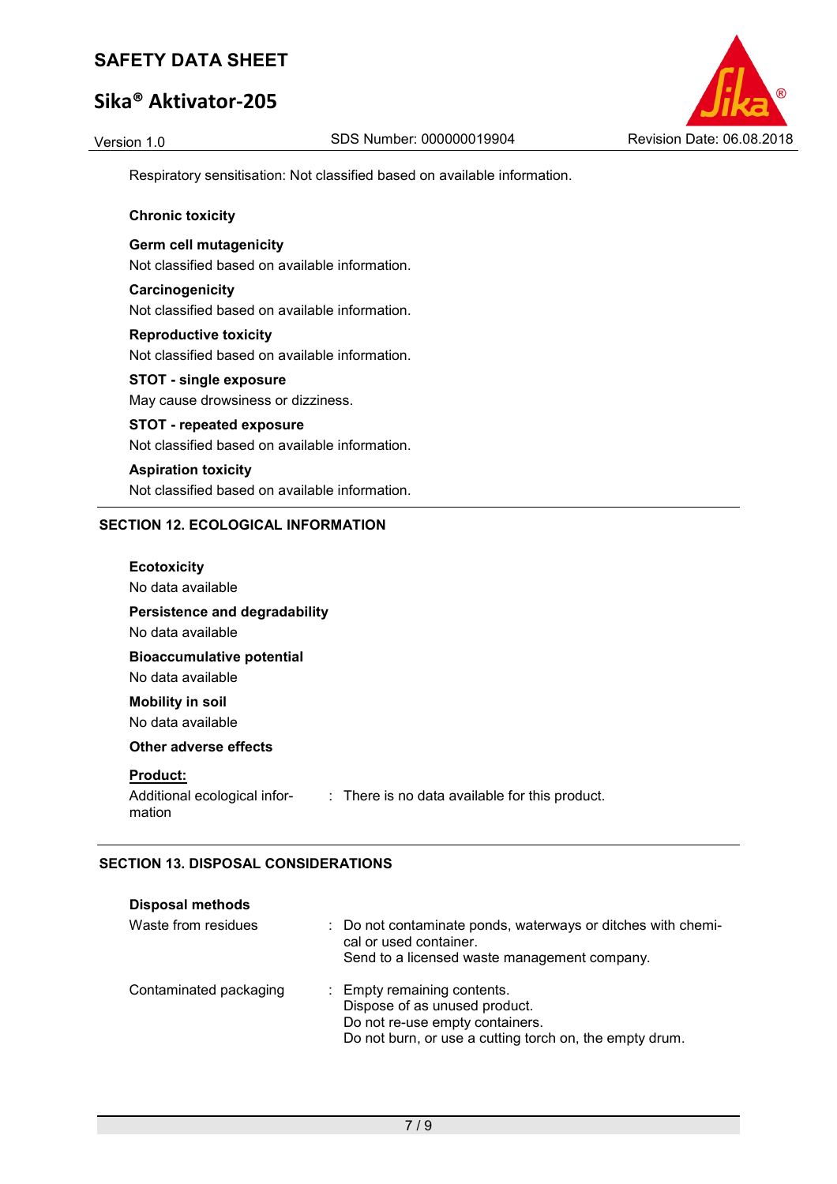Respiratory sensitisation: Not classified based on available information.

**Chronic toxicity**

**Germ cell mutagenicity**
Not classified based on available information.

**Carcinogenicity**
Not classified based on available information.

**Reproductive toxicity**
Not classified based on available information.

**STOT - single exposure**
May cause drowsiness or dizziness.

**STOT - repeated exposure**
Not classified based on available information.

**Aspiration toxicity**
Not classified based on available information.

## SECTION 12. ECOLOGICAL INFORMATION

**Ecotoxicity**
No data available

**Persistence and degradability**
No data available

**Bioaccumulative potential**
No data available

**Mobility in soil**
No data available

**Other adverse effects**

**Product:**

Additional ecological information : There is no data available for this product.

## SECTION 13. DISPOSAL CONSIDERATIONS

**Disposal methods**

Waste from residues : Do not contaminate ponds, waterways or ditches with chemical or used container.
Send to a licensed waste management company.

Contaminated packaging : Empty remaining contents.
Dispose of as unused product.
Do not re-use empty containers.
Do not burn, or use a cutting torch on, the empty drum.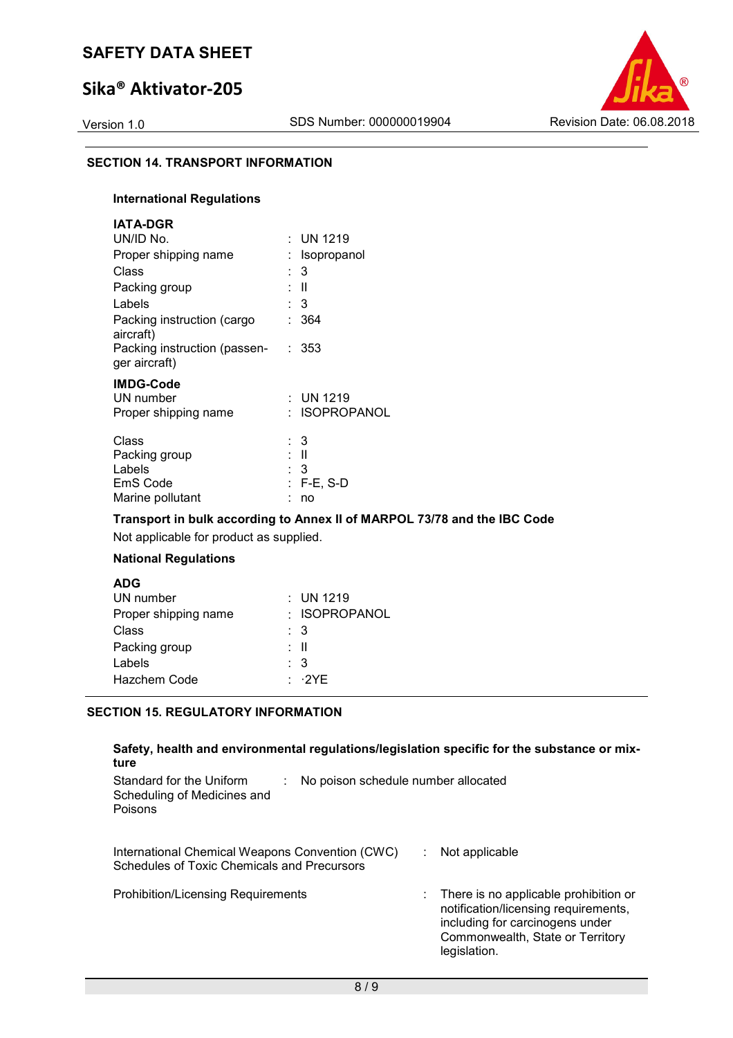## SECTION 14. TRANSPORT INFORMATION

### International Regulations

**IATA-DGR**

| | |
|---|---|
| UN/ID No. | : UN 1219 |
| Proper shipping name | : Isopropanol |
| Class | : 3 |
| Packing group | : II |
| Labels | : 3 |
| Packing instruction (cargo aircraft) | : 364 |
| Packing instruction (passenger aircraft) | : 353 |

**IMDG-Code**

| | |
|---|---|
| UN number | : UN 1219 |
| Proper shipping name | : ISOPROPANOL |
| Class | : 3 |
| Packing group | : II |
| Labels | : 3 |
| EmS Code | : F-E, S-D |
| Marine pollutant | : no |

**Transport in bulk according to Annex II of MARPOL 73/78 and the IBC Code**

Not applicable for product as supplied.

### National Regulations

**ADG**

| | |
|---|---|
| UN number | : UN 1219 |
| Proper shipping name | : ISOPROPANOL |
| Class | : 3 |
| Packing group | : II |
| Labels | : 3 |
| Hazchem Code | : ·2YE |

## SECTION 15. REGULATORY INFORMATION

**Safety, health and environmental regulations/legislation specific for the substance or mixture**

| | |
|---|---|
| Standard for the Uniform Scheduling of Medicines and Poisons | : No poison schedule number allocated |
| International Chemical Weapons Convention (CWC) Schedules of Toxic Chemicals and Precursors | : Not applicable |
| Prohibition/Licensing Requirements | : There is no applicable prohibition or notification/licensing requirements, including for carcinogens under Commonwealth, State or Territory legislation. |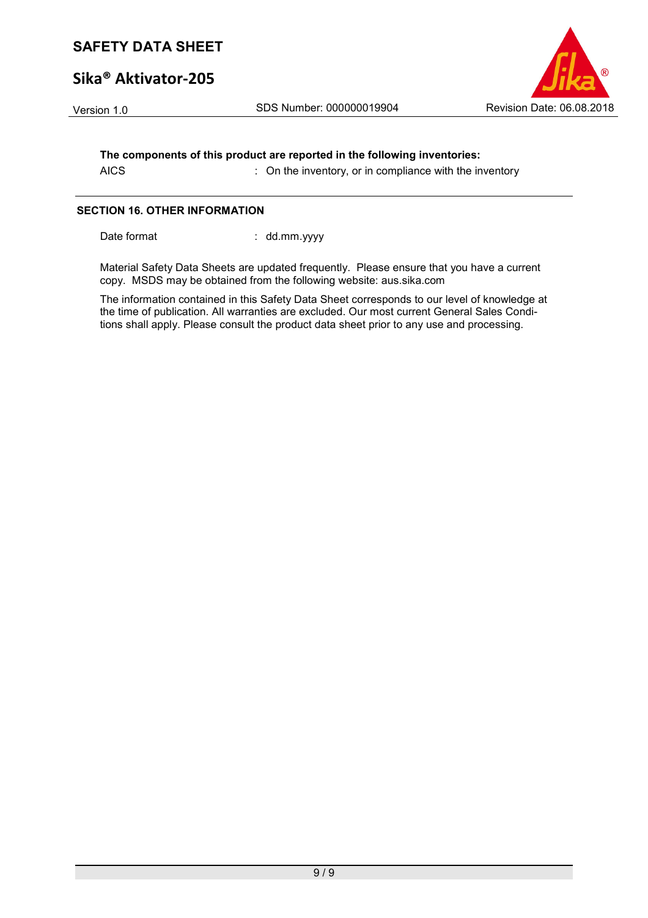**The components of this product are reported in the following inventories:**

AICS : On the inventory, or in compliance with the inventory

## SECTION 16. OTHER INFORMATION

Date format : dd.mm.yyyy

Material Safety Data Sheets are updated frequently. Please ensure that you have a current copy. MSDS may be obtained from the following website: aus.sika.com

The information contained in this Safety Data Sheet corresponds to our level of knowledge at the time of publication. All warranties are excluded. Our most current General Sales Conditions shall apply. Please consult the product data sheet prior to any use and processing.